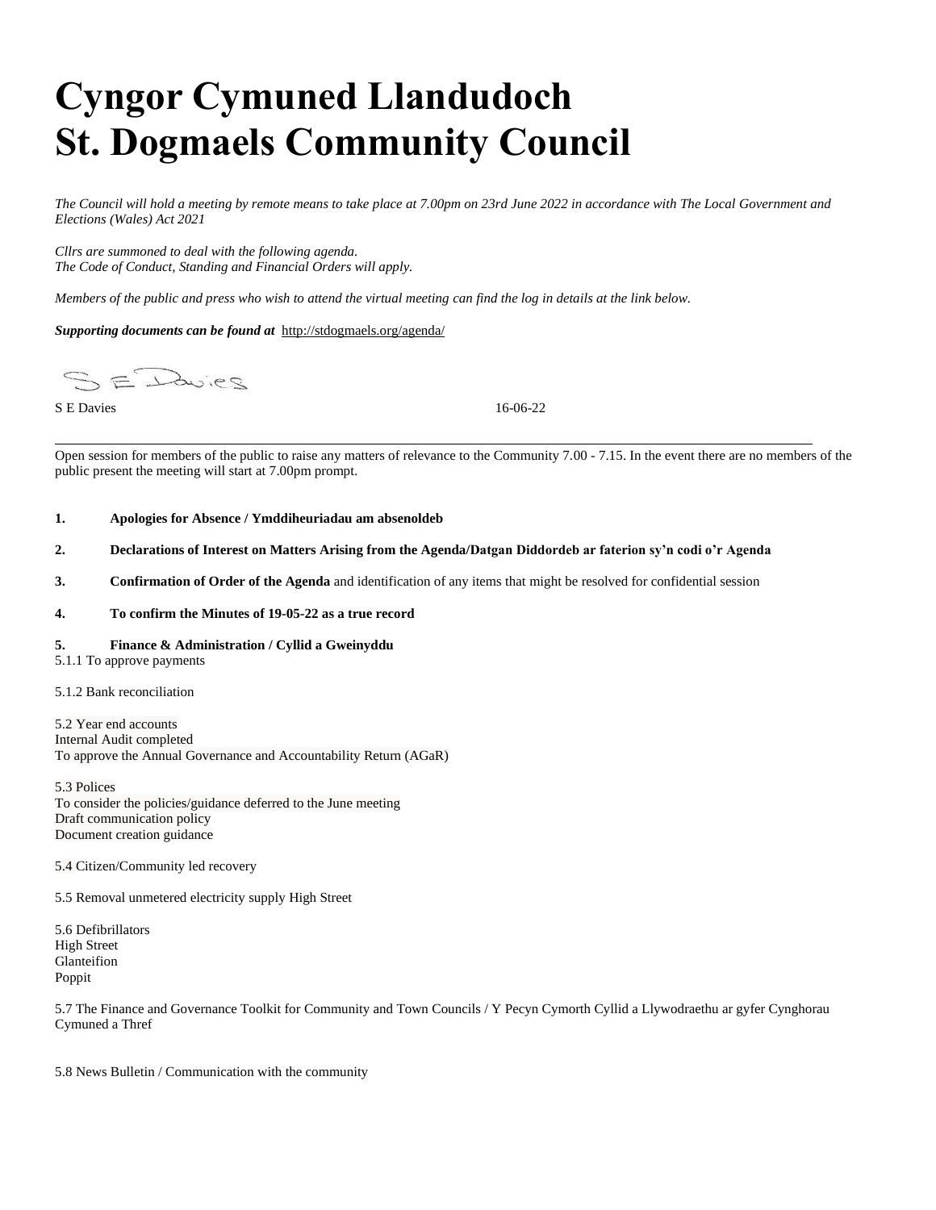᾿
# Cyngor Cymuned Llandudoch
# St. Dogmaels Community Council

*The Council will hold a meeting by remote means to take place at 7.00pm on 23rd June 2022 in accordance with The Local Government and Elections (Wales) Act 2021*

*Cllrs are summoned to deal with the following agenda.*
*The Code of Conduct, Standing and Financial Orders will apply.*

*Members of the public and press who wish to attend the virtual meeting can find the log in details at the link below.*

***Supporting documents can be found at*** http://stdogmaels.org/agenda/

S E Davies

S E Davies 16-06-22

---

Open session for members of the public to raise any matters of relevance to the Community 7.00 - 7.15. In the event there are no members of the public present the meeting will start at 7.00pm prompt.

**1. Apologies for Absence / Ymddiheuriadau am absenoldeb**

**2. Declarations of Interest on Matters Arising from the Agenda/Datgan Diddordeb ar faterion sy'n codi o'r Agenda**

**3. Confirmation of Order of the Agenda** and identification of any items that might be resolved for confidential session

**4. To confirm the Minutes of 19-05-22 as a true record**

**5. Finance & Administration / Cyllid a Gweinyddu**

5.1.1 To approve payments

5.1.2 Bank reconciliation

5.2 Year end accounts
Internal Audit completed
To approve the Annual Governance and Accountability Return (AGaR)

5.3 Polices
To consider the policies/guidance deferred to the June meeting
Draft communication policy
Document creation guidance

5.4 Citizen/Community led recovery

5.5 Removal unmetered electricity supply High Street

5.6 Defibrillators
High Street
Glanteifion
Poppit

5.7 The Finance and Governance Toolkit for Community and Town Councils / Y Pecyn Cymorth Cyllid a Llywodraethu ar gyfer Cynghorau Cymuned a Thref

5.8 News Bulletin / Communication with the community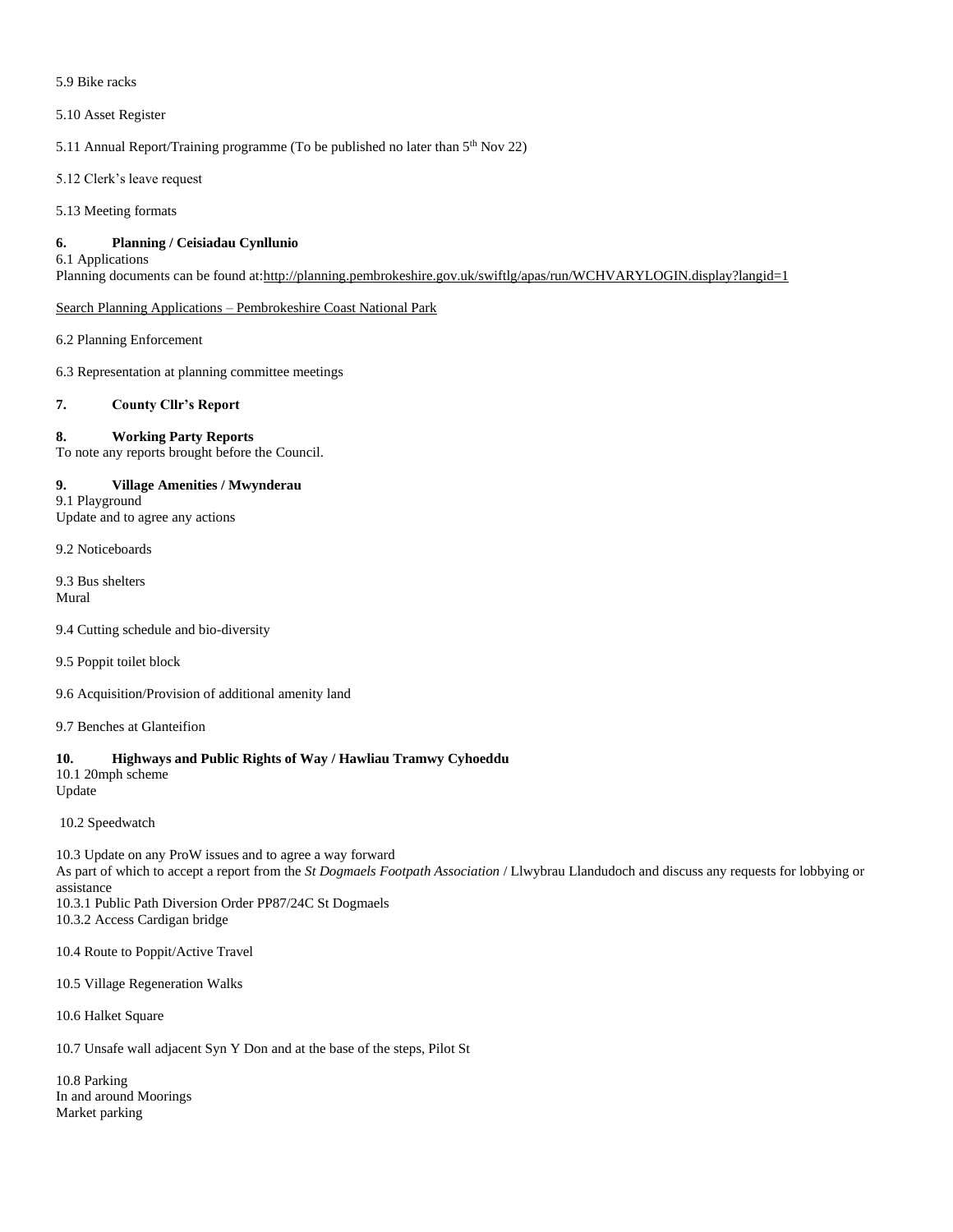5.9 Bike racks

5.10 Asset Register

5.11 Annual Report/Training programme (To be published no later than 5th Nov 22)

5.12 Clerk's leave request

5.13 Meeting formats

**6. Planning / Ceisiadau Cynllunio**

6.1 Applications

Planning documents can be found at:http://planning.pembrokeshire.gov.uk/swiftlg/apas/run/WCHVARYLOGIN.display?langid=1

Search Planning Applications – Pembrokeshire Coast National Park

6.2 Planning Enforcement

6.3 Representation at planning committee meetings

**7. County Cllr's Report**

**8. Working Party Reports**

To note any reports brought before the Council.

**9. Village Amenities / Mwynderau**

9.1 Playground

Update and to agree any actions

9.2 Noticeboards

9.3 Bus shelters

Mural

9.4 Cutting schedule and bio-diversity

9.5 Poppit toilet block

9.6 Acquisition/Provision of additional amenity land

9.7 Benches at Glanteifion

**10. Highways and Public Rights of Way / Hawliau Tramwy Cyhoeddu**

10.1 20mph scheme

Update

10.2 Speedwatch

10.3 Update on any ProW issues and to agree a way forward

As part of which to accept a report from the *St Dogmaels Footpath Association* / Llwybrau Llandudoch and discuss any requests for lobbying or assistance

10.3.1 Public Path Diversion Order PP87/24C St Dogmaels

10.3.2 Access Cardigan bridge

10.4 Route to Poppit/Active Travel

10.5 Village Regeneration Walks

10.6 Halket Square

10.7 Unsafe wall adjacent Syn Y Don and at the base of the steps, Pilot St

10.8 Parking

In and around Moorings

Market parking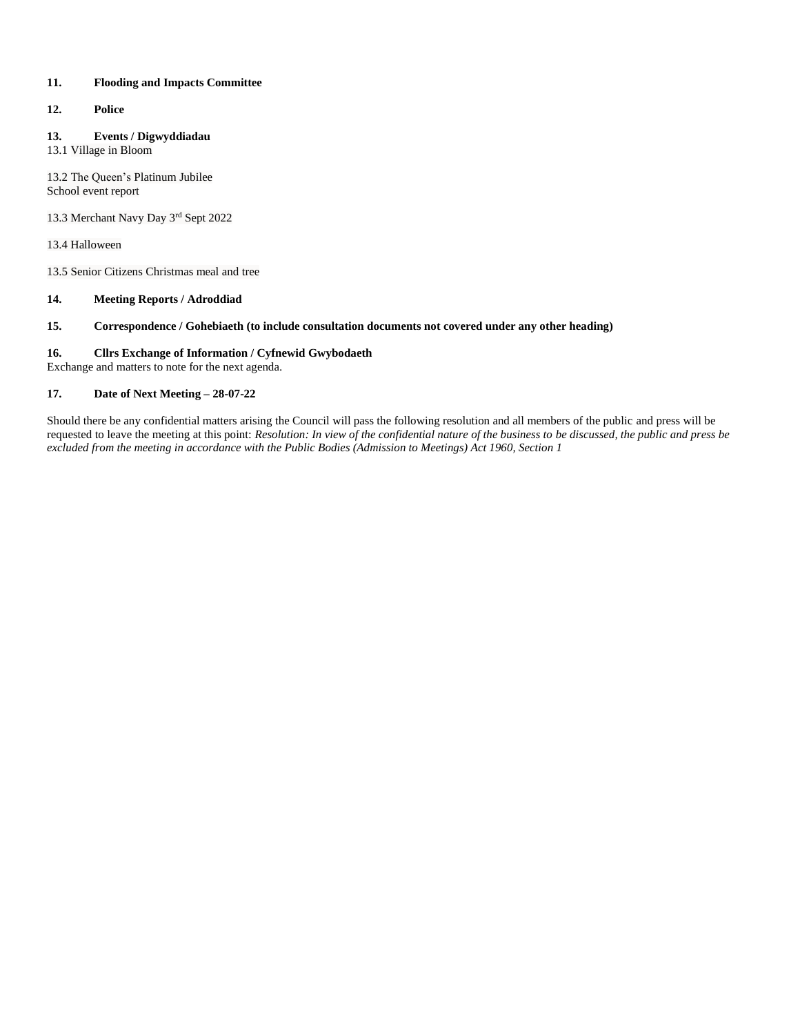**11. Flooding and Impacts Committee**

**12. Police**

**13. Events / Digwyddiadau**

13.1 Village in Bloom

13.2 The Queen's Platinum Jubilee
School event report

13.3 Merchant Navy Day 3rd Sept 2022

13.4 Halloween

13.5 Senior Citizens Christmas meal and tree

**14. Meeting Reports / Adroddiad**

**15. Correspondence / Gohebiaeth (to include consultation documents not covered under any other heading)**

**16. Cllrs Exchange of Information / Cyfnewid Gwybodaeth**

Exchange and matters to note for the next agenda.

**17. Date of Next Meeting – 28-07-22**

Should there be any confidential matters arising the Council will pass the following resolution and all members of the public and press will be requested to leave the meeting at this point: *Resolution: In view of the confidential nature of the business to be discussed, the public and press be excluded from the meeting in accordance with the Public Bodies (Admission to Meetings) Act 1960, Section 1*